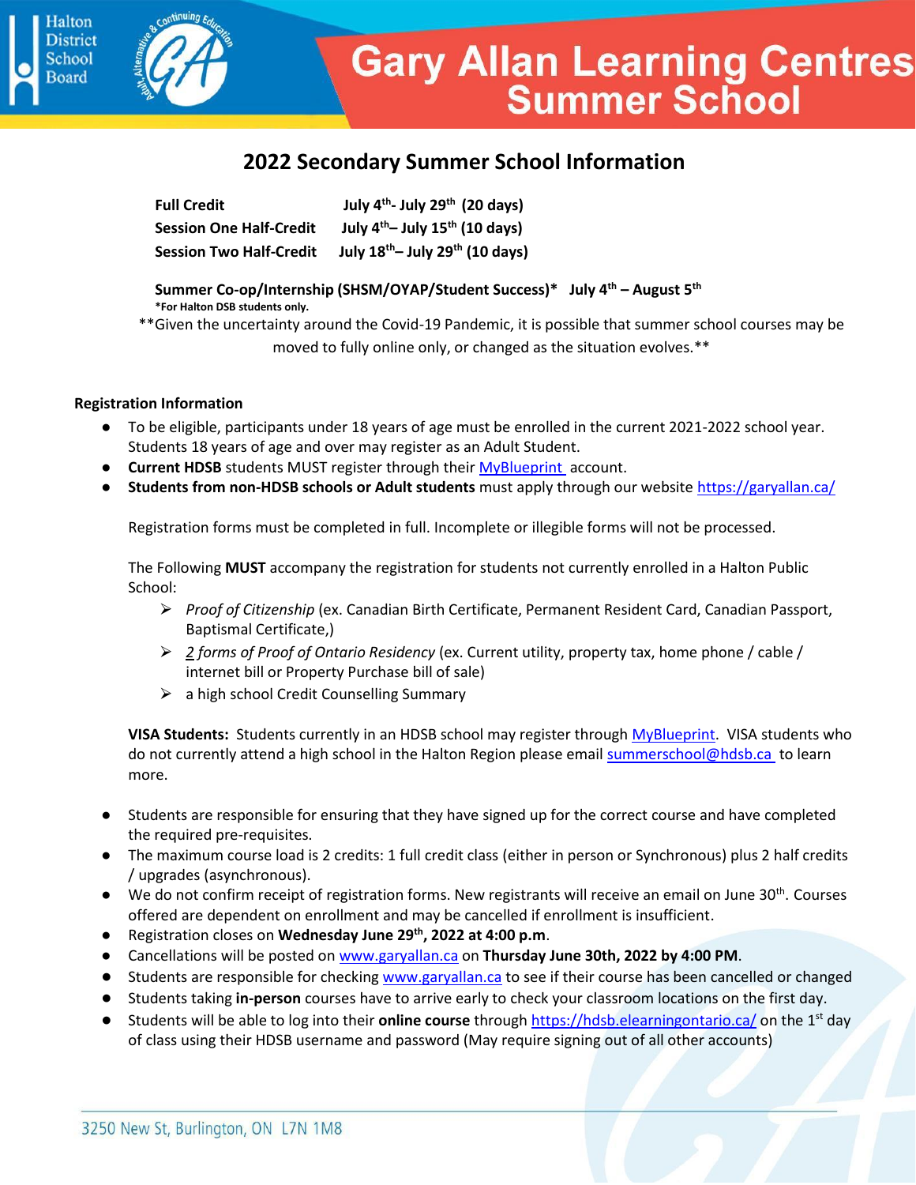# Gary Allan Learning Centres Summer School

## 2022 Secondary Summer School Information

**Full Credit** **July 4th- July 29th (20 days)**
**Session One Half-Credit** **July 4th– July 15th (10 days)**
**Session Two Half-Credit** **July 18th– July 29th (10 days)**

**Summer Co-op/Internship (SHSM/OYAP/Student Success)\*** **July 4th – August 5th**
**\*For Halton DSB students only.**

\*\*Given the uncertainty around the Covid-19 Pandemic, it is possible that summer school courses may be moved to fully online only, or changed as the situation evolves.\*\*

**Registration Information**

- To be eligible, participants under 18 years of age must be enrolled in the current 2021-2022 school year. Students 18 years of age and over may register as an Adult Student.
- **Current HDSB** students MUST register through their MyBlueprint account.
- **Students from non-HDSB schools or Adult students** must apply through our website https://garyallan.ca/

  Registration forms must be completed in full. Incomplete or illegible forms will not be processed.

  The Following **MUST** accompany the registration for students not currently enrolled in a Halton Public School:
  - *Proof of Citizenship* (ex. Canadian Birth Certificate, Permanent Resident Card, Canadian Passport, Baptismal Certificate,)
  - *2 forms of Proof of Ontario Residency* (ex. Current utility, property tax, home phone / cable / internet bill or Property Purchase bill of sale)
  - a high school Credit Counselling Summary

  **VISA Students:** Students currently in an HDSB school may register through MyBlueprint. VISA students who do not currently attend a high school in the Halton Region please email summerschool@hdsb.ca to learn more.

- Students are responsible for ensuring that they have signed up for the correct course and have completed the required pre-requisites.
- The maximum course load is 2 credits: 1 full credit class (either in person or Synchronous) plus 2 half credits / upgrades (asynchronous).
- We do not confirm receipt of registration forms. New registrants will receive an email on June 30th. Courses offered are dependent on enrollment and may be cancelled if enrollment is insufficient.
- Registration closes on **Wednesday June 29th, 2022 at 4:00 p.m**.
- Cancellations will be posted on www.garyallan.ca on **Thursday June 30th, 2022 by 4:00 PM**.
- Students are responsible for checking www.garyallan.ca to see if their course has been cancelled or changed
- Students taking **in-person** courses have to arrive early to check your classroom locations on the first day.
- Students will be able to log into their **online course** through https://hdsb.elearningontario.ca/ on the 1st day of class using their HDSB username and password (May require signing out of all other accounts)

3250 New St, Burlington, ON L7N 1M8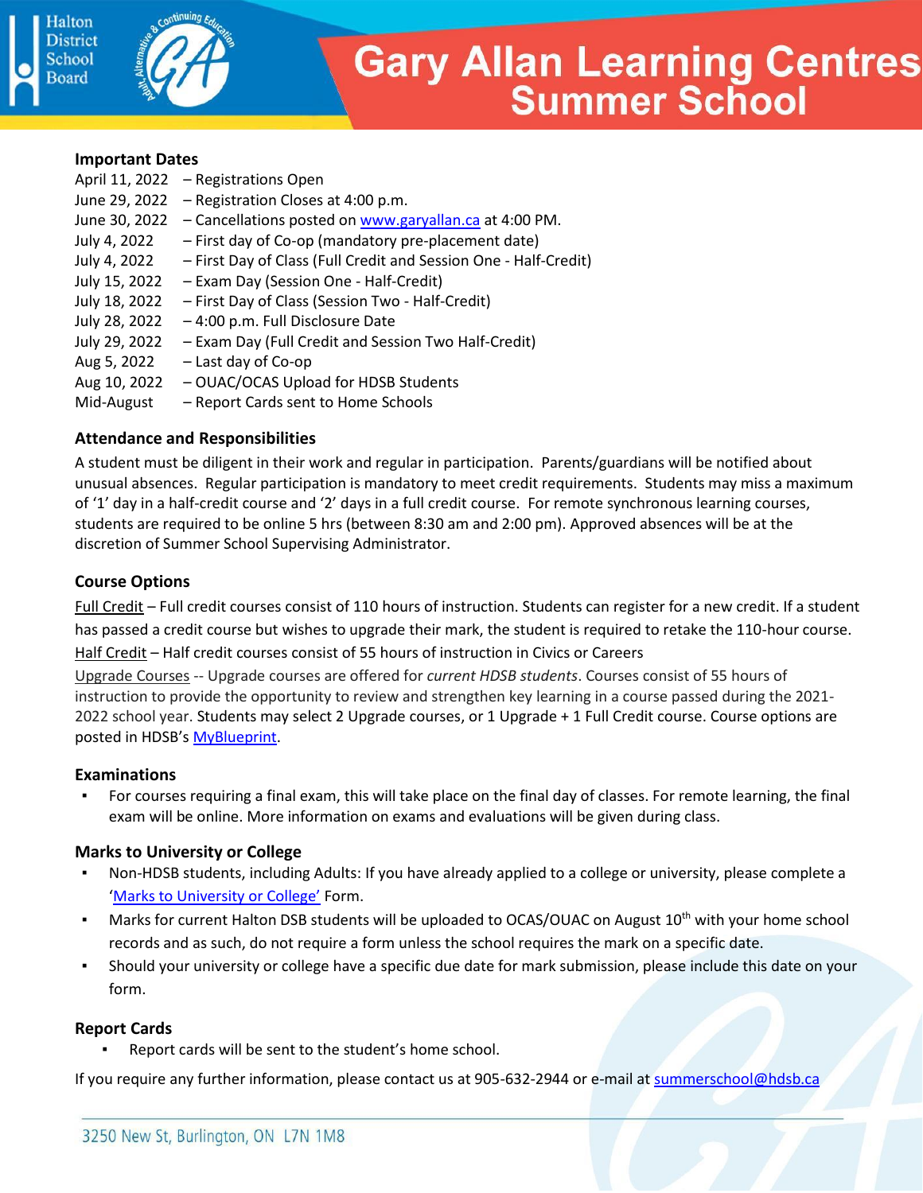# Gary Allan Learning Centres Summer School

Halton District School Board

## Important Dates

| | |
|---|---|
| April 11, 2022 | – Registrations Open |
| June 29, 2022 | – Registration Closes at 4:00 p.m. |
| June 30, 2022 | – Cancellations posted on www.garyallan.ca at 4:00 PM. |
| July 4, 2022 | – First day of Co-op (mandatory pre-placement date) |
| July 4, 2022 | – First Day of Class (Full Credit and Session One - Half-Credit) |
| July 15, 2022 | – Exam Day (Session One - Half-Credit) |
| July 18, 2022 | – First Day of Class (Session Two - Half-Credit) |
| July 28, 2022 | – 4:00 p.m. Full Disclosure Date |
| July 29, 2022 | – Exam Day (Full Credit and Session Two Half-Credit) |
| Aug 5, 2022 | – Last day of Co-op |
| Aug 10, 2022 | – OUAC/OCAS Upload for HDSB Students |
| Mid-August | – Report Cards sent to Home Schools |

## Attendance and Responsibilities

A student must be diligent in their work and regular in participation. Parents/guardians will be notified about unusual absences. Regular participation is mandatory to meet credit requirements. Students may miss a maximum of '1' day in a half-credit course and '2' days in a full credit course. For remote synchronous learning courses, students are required to be online 5 hrs (between 8:30 am and 2:00 pm). Approved absences will be at the discretion of Summer School Supervising Administrator.

## Course Options

Full Credit – Full credit courses consist of 110 hours of instruction. Students can register for a new credit. If a student has passed a credit course but wishes to upgrade their mark, the student is required to retake the 110-hour course.

Half Credit – Half credit courses consist of 55 hours of instruction in Civics or Careers

Upgrade Courses -- Upgrade courses are offered for *current HDSB students*. Courses consist of 55 hours of instruction to provide the opportunity to review and strengthen key learning in a course passed during the 2021-2022 school year. Students may select 2 Upgrade courses, or 1 Upgrade + 1 Full Credit course. Course options are posted in HDSB's MyBlueprint.

## Examinations

- For courses requiring a final exam, this will take place on the final day of classes. For remote learning, the final exam will be online. More information on exams and evaluations will be given during class.

## Marks to University or College

- Non-HDSB students, including Adults: If you have already applied to a college or university, please complete a 'Marks to University or College' Form.
- Marks for current Halton DSB students will be uploaded to OCAS/OUAC on August 10th with your home school records and as such, do not require a form unless the school requires the mark on a specific date.
- Should your university or college have a specific due date for mark submission, please include this date on your form.

## Report Cards

- Report cards will be sent to the student's home school.

If you require any further information, please contact us at 905-632-2944 or e-mail at summerschool@hdsb.ca

3250 New St, Burlington, ON L7N 1M8